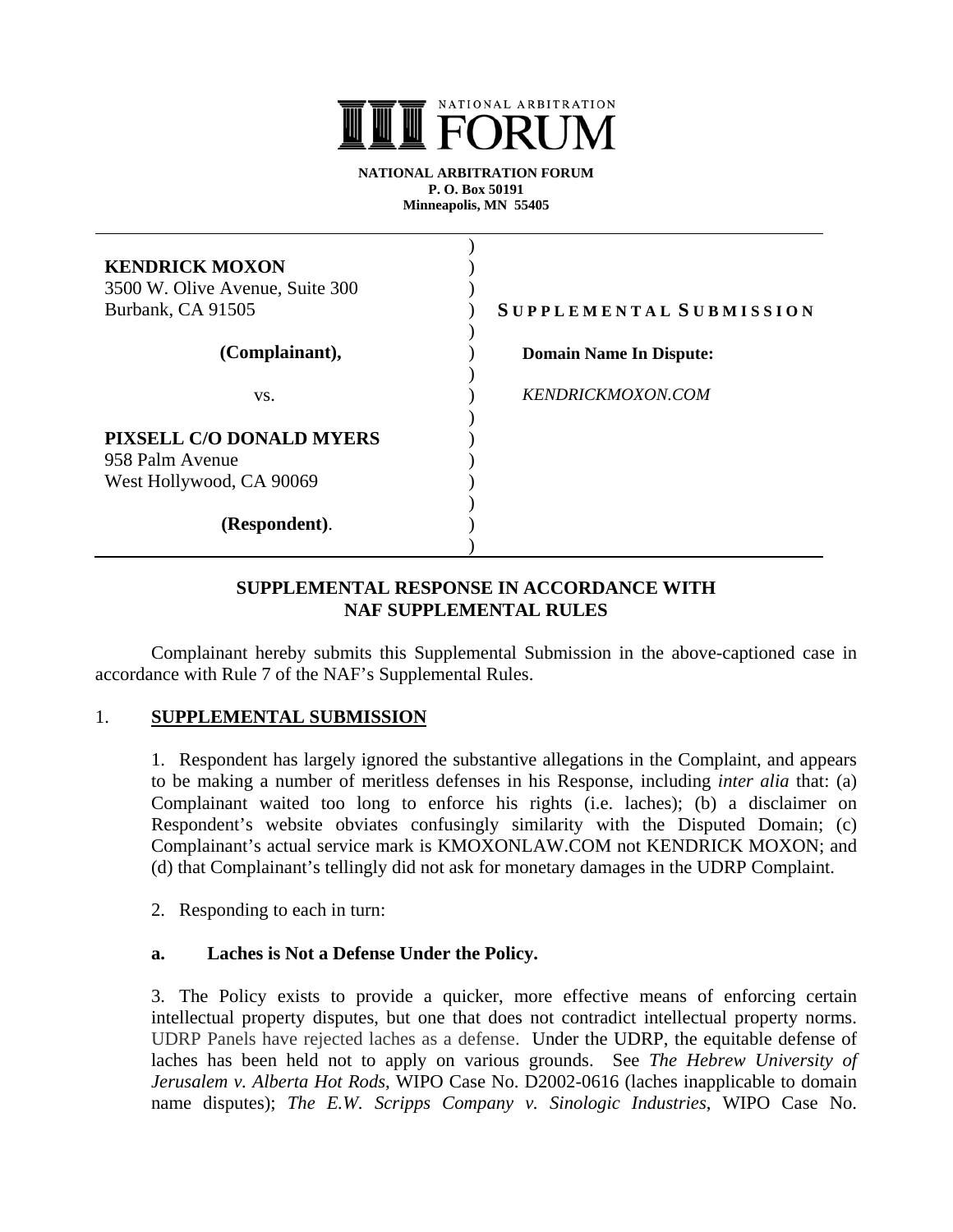NATIONAL ARBITRATION FORUM

**NATIONAL ARBITRATION FORUM**
**P. O. Box 50191**
**Minneapolis, MN 55405**

**KENDRICK MOXON**
3500 W. Olive Avenue, Suite 300
Burbank, CA 91505

**(Complainant),**

vs.

**PIXSELL C/O DONALD MYERS**
958 Palm Avenue
West Hollywood, CA 90069

**(Respondent)**.

**SUPPLEMENTAL SUBMISSION**

**Domain Name In Dispute:**

*KENDRICKMOXON.COM*

## SUPPLEMENTAL RESPONSE IN ACCORDANCE WITH NAF SUPPLEMENTAL RULES

Complainant hereby submits this Supplemental Submission in the above-captioned case in accordance with Rule 7 of the NAF's Supplemental Rules.

### 1. SUPPLEMENTAL SUBMISSION

1. Respondent has largely ignored the substantive allegations in the Complaint, and appears to be making a number of meritless defenses in his Response, including *inter alia* that: (a) Complainant waited too long to enforce his rights (i.e. laches); (b) a disclaimer on Respondent's website obviates confusingly similarity with the Disputed Domain; (c) Complainant's actual service mark is KMOXONLAW.COM not KENDRICK MOXON; and (d) that Complainant's tellingly did not ask for monetary damages in the UDRP Complaint.

2. Responding to each in turn:

#### a. Laches is Not a Defense Under the Policy.

3. The Policy exists to provide a quicker, more effective means of enforcing certain intellectual property disputes, but one that does not contradict intellectual property norms. UDRP Panels have rejected laches as a defense. Under the UDRP, the equitable defense of laches has been held not to apply on various grounds. See *The Hebrew University of Jerusalem v. Alberta Hot Rods*, WIPO Case No. D2002-0616 (laches inapplicable to domain name disputes); *The E.W. Scripps Company v. Sinologic Industries*, WIPO Case No.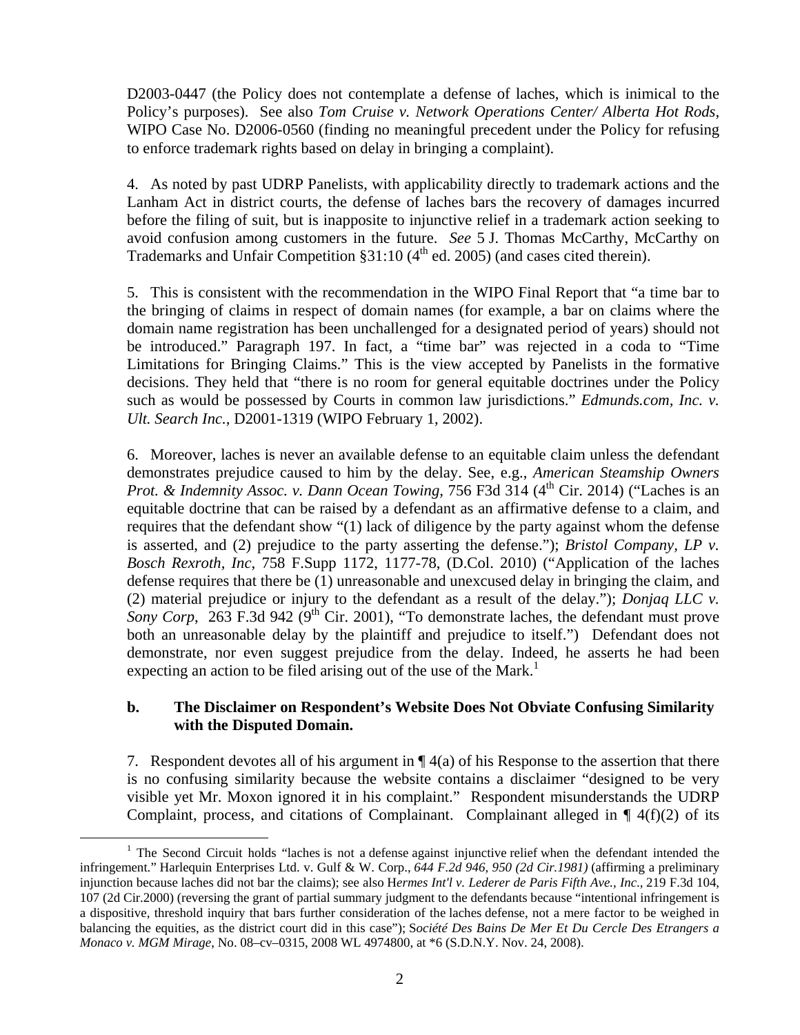D2003-0447 (the Policy does not contemplate a defense of laches, which is inimical to the Policy's purposes). See also *Tom Cruise v. Network Operations Center/ Alberta Hot Rods*, WIPO Case No. D2006-0560 (finding no meaningful precedent under the Policy for refusing to enforce trademark rights based on delay in bringing a complaint).

4. As noted by past UDRP Panelists, with applicability directly to trademark actions and the Lanham Act in district courts, the defense of laches bars the recovery of damages incurred before the filing of suit, but is inapposite to injunctive relief in a trademark action seeking to avoid confusion among customers in the future. *See* 5 J. Thomas McCarthy, McCarthy on Trademarks and Unfair Competition §31:10 (4th ed. 2005) (and cases cited therein).

5. This is consistent with the recommendation in the WIPO Final Report that "a time bar to the bringing of claims in respect of domain names (for example, a bar on claims where the domain name registration has been unchallenged for a designated period of years) should not be introduced." Paragraph 197. In fact, a "time bar" was rejected in a coda to "Time Limitations for Bringing Claims." This is the view accepted by Panelists in the formative decisions. They held that "there is no room for general equitable doctrines under the Policy such as would be possessed by Courts in common law jurisdictions." *Edmunds.com, Inc. v. Ult. Search Inc.*, D2001-1319 (WIPO February 1, 2002).

6. Moreover, laches is never an available defense to an equitable claim unless the defendant demonstrates prejudice caused to him by the delay. See, e.g., *American Steamship Owners Prot. & Indemnity Assoc. v. Dann Ocean Towing*, 756 F3d 314 (4th Cir. 2014) ("Laches is an equitable doctrine that can be raised by a defendant as an affirmative defense to a claim, and requires that the defendant show "(1) lack of diligence by the party against whom the defense is asserted, and (2) prejudice to the party asserting the defense."); *Bristol Company, LP v. Bosch Rexroth, Inc*, 758 F.Supp 1172, 1177-78, (D.Col. 2010) ("Application of the laches defense requires that there be (1) unreasonable and unexcused delay in bringing the claim, and (2) material prejudice or injury to the defendant as a result of the delay."); *Donjaq LLC v. Sony Corp*, 263 F.3d 942 (9th Cir. 2001), "To demonstrate laches, the defendant must prove both an unreasonable delay by the plaintiff and prejudice to itself.") Defendant does not demonstrate, nor even suggest prejudice from the delay. Indeed, he asserts he had been expecting an action to be filed arising out of the use of the Mark.[1]

### b. The Disclaimer on Respondent's Website Does Not Obviate Confusing Similarity with the Disputed Domain.

7. Respondent devotes all of his argument in ¶ 4(a) of his Response to the assertion that there is no confusing similarity because the website contains a disclaimer "designed to be very visible yet Mr. Moxon ignored it in his complaint." Respondent misunderstands the UDRP Complaint, process, and citations of Complainant. Complainant alleged in ¶ 4(f)(2) of its

---

[1] The Second Circuit holds "laches is not a defense against injunctive relief when the defendant intended the infringement." Harlequin Enterprises Ltd. v. Gulf & W. Corp., *644 F.2d 946, 950 (2d Cir.1981)* (affirming a preliminary injunction because laches did not bar the claims); see also H*ermes Int'l v. Lederer de Paris Fifth Ave., Inc.*, 219 F.3d 104, 107 (2d Cir.2000) (reversing the grant of partial summary judgment to the defendants because "intentional infringement is a dispositive, threshold inquiry that bars further consideration of the laches defense, not a mere factor to be weighed in balancing the equities, as the district court did in this case"); S*ociété Des Bains De Mer Et Du Cercle Des Etrangers a Monaco v. MGM Mirage*, No. 08–cv–0315, 2008 WL 4974800, at *6 (S.D.N.Y. Nov. 24, 2008).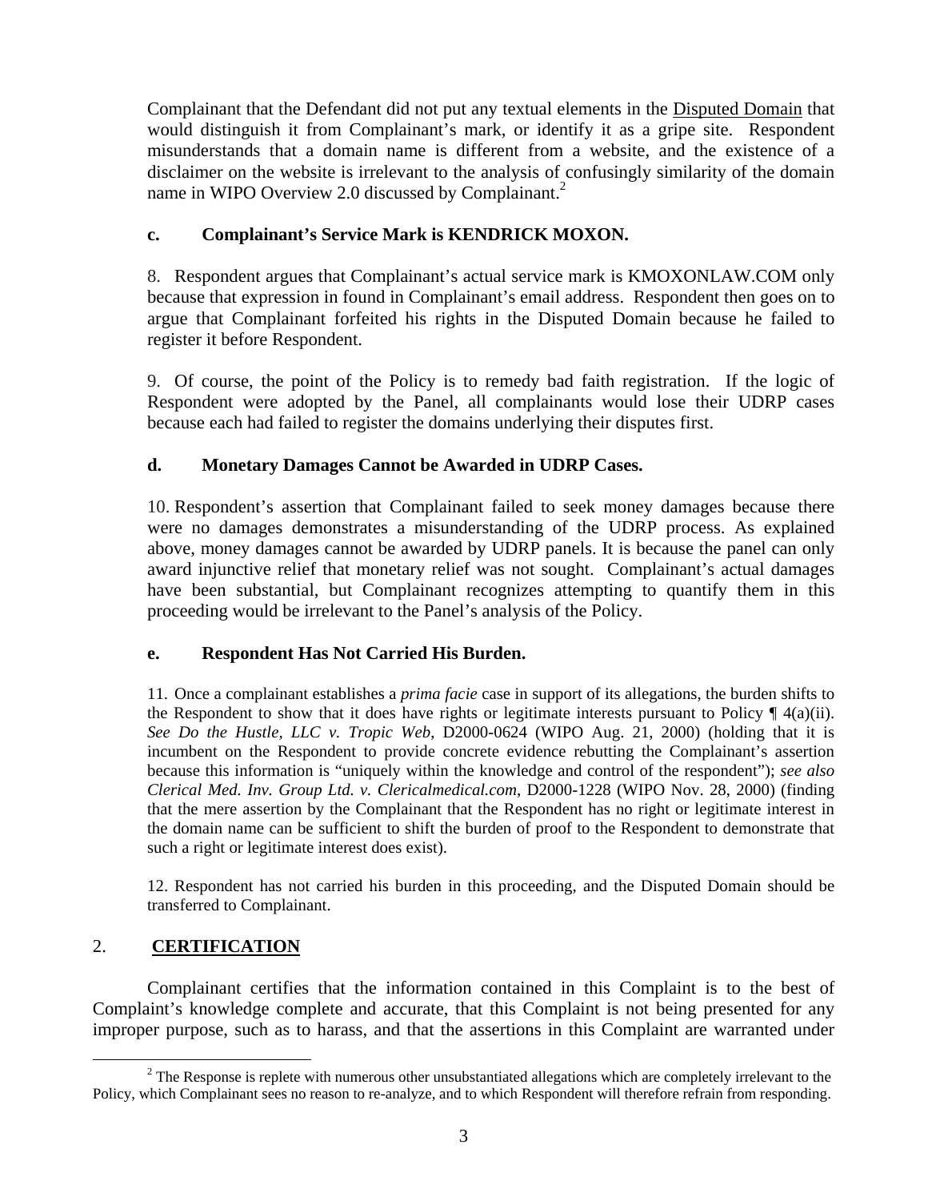Complainant that the Defendant did not put any textual elements in the Disputed Domain that would distinguish it from Complainant's mark, or identify it as a gripe site. Respondent misunderstands that a domain name is different from a website, and the existence of a disclaimer on the website is irrelevant to the analysis of confusingly similarity of the domain name in WIPO Overview 2.0 discussed by Complainant.[2]

### c. Complainant's Service Mark is KENDRICK MOXON.

8. Respondent argues that Complainant's actual service mark is KMOXONLAW.COM only because that expression in found in Complainant's email address. Respondent then goes on to argue that Complainant forfeited his rights in the Disputed Domain because he failed to register it before Respondent.

9. Of course, the point of the Policy is to remedy bad faith registration. If the logic of Respondent were adopted by the Panel, all complainants would lose their UDRP cases because each had failed to register the domains underlying their disputes first.

### d. Monetary Damages Cannot be Awarded in UDRP Cases.

10. Respondent's assertion that Complainant failed to seek money damages because there were no damages demonstrates a misunderstanding of the UDRP process. As explained above, money damages cannot be awarded by UDRP panels. It is because the panel can only award injunctive relief that monetary relief was not sought. Complainant's actual damages have been substantial, but Complainant recognizes attempting to quantify them in this proceeding would be irrelevant to the Panel's analysis of the Policy.

### e. Respondent Has Not Carried His Burden.

11. Once a complainant establishes a *prima facie* case in support of its allegations, the burden shifts to the Respondent to show that it does have rights or legitimate interests pursuant to Policy ¶ 4(a)(ii). *See Do the Hustle, LLC v. Tropic Web*, D2000-0624 (WIPO Aug. 21, 2000) (holding that it is incumbent on the Respondent to provide concrete evidence rebutting the Complainant's assertion because this information is "uniquely within the knowledge and control of the respondent"); *see also Clerical Med. Inv. Group Ltd. v. Clericalmedical.com*, D2000-1228 (WIPO Nov. 28, 2000) (finding that the mere assertion by the Complainant that the Respondent has no right or legitimate interest in the domain name can be sufficient to shift the burden of proof to the Respondent to demonstrate that such a right or legitimate interest does exist).

12. Respondent has not carried his burden in this proceeding, and the Disputed Domain should be transferred to Complainant.

## 2. CERTIFICATION

Complainant certifies that the information contained in this Complaint is to the best of Complaint's knowledge complete and accurate, that this Complaint is not being presented for any improper purpose, such as to harass, and that the assertions in this Complaint are warranted under

---

[2] The Response is replete with numerous other unsubstantiated allegations which are completely irrelevant to the Policy, which Complainant sees no reason to re-analyze, and to which Respondent will therefore refrain from responding.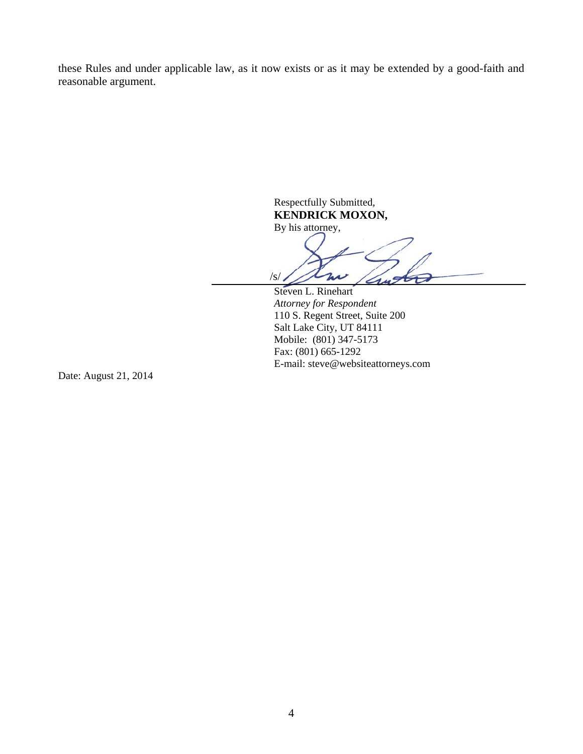these Rules and under applicable law, as it now exists or as it may be extended by a good-faith and reasonable argument.

Respectfully Submitted,
**KENDRICK MOXON,**
By his attorney,

/s/

Steven L. Rinehart
*Attorney for Respondent*
110 S. Regent Street, Suite 200
Salt Lake City, UT 84111
Mobile: (801) 347-5173
Fax: (801) 665-1292
E-mail: steve@websiteattorneys.com

Date: August 21, 2014